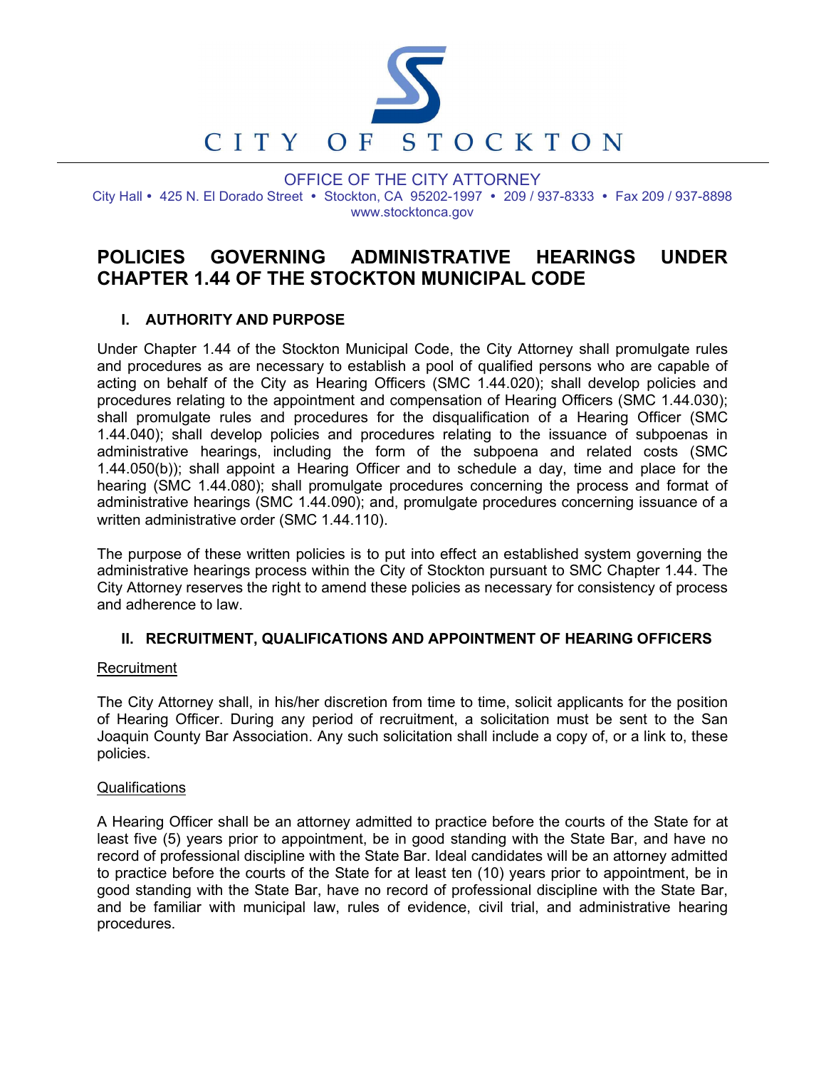CITY OF STOCKTON

OFFICE OF THE CITY ATTORNEY

City Hall • 425 N. El Dorado Street • Stockton, CA 95202-1997 • 209 / 937-8333 • Fax 209 / 937-8898
www.stocktonca.gov

# POLICIES GOVERNING ADMINISTRATIVE HEARINGS UNDER CHAPTER 1.44 OF THE STOCKTON MUNICIPAL CODE

## I. AUTHORITY AND PURPOSE

Under Chapter 1.44 of the Stockton Municipal Code, the City Attorney shall promulgate rules and procedures as are necessary to establish a pool of qualified persons who are capable of acting on behalf of the City as Hearing Officers (SMC 1.44.020); shall develop policies and procedures relating to the appointment and compensation of Hearing Officers (SMC 1.44.030); shall promulgate rules and procedures for the disqualification of a Hearing Officer (SMC 1.44.040); shall develop policies and procedures relating to the issuance of subpoenas in administrative hearings, including the form of the subpoena and related costs (SMC 1.44.050(b)); shall appoint a Hearing Officer and to schedule a day, time and place for the hearing (SMC 1.44.080); shall promulgate procedures concerning the process and format of administrative hearings (SMC 1.44.090); and, promulgate procedures concerning issuance of a written administrative order (SMC 1.44.110).

The purpose of these written policies is to put into effect an established system governing the administrative hearings process within the City of Stockton pursuant to SMC Chapter 1.44. The City Attorney reserves the right to amend these policies as necessary for consistency of process and adherence to law.

## II. RECRUITMENT, QUALIFICATIONS AND APPOINTMENT OF HEARING OFFICERS

Recruitment

The City Attorney shall, in his/her discretion from time to time, solicit applicants for the position of Hearing Officer. During any period of recruitment, a solicitation must be sent to the San Joaquin County Bar Association. Any such solicitation shall include a copy of, or a link to, these policies.

Qualifications

A Hearing Officer shall be an attorney admitted to practice before the courts of the State for at least five (5) years prior to appointment, be in good standing with the State Bar, and have no record of professional discipline with the State Bar. Ideal candidates will be an attorney admitted to practice before the courts of the State for at least ten (10) years prior to appointment, be in good standing with the State Bar, have no record of professional discipline with the State Bar, and be familiar with municipal law, rules of evidence, civil trial, and administrative hearing procedures.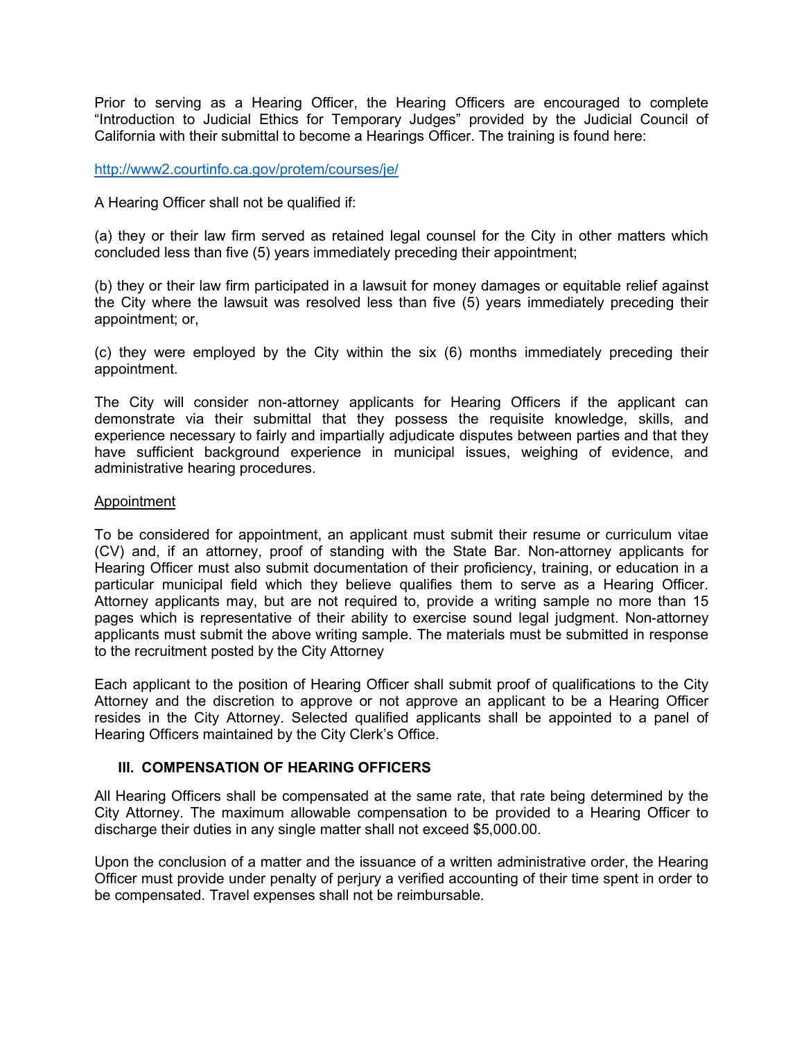Prior to serving as a Hearing Officer, the Hearing Officers are encouraged to complete “Introduction to Judicial Ethics for Temporary Judges” provided by the Judicial Council of California with their submittal to become a Hearings Officer. The training is found here:

http://www2.courtinfo.ca.gov/protem/courses/je/

A Hearing Officer shall not be qualified if:

(a) they or their law firm served as retained legal counsel for the City in other matters which concluded less than five (5) years immediately preceding their appointment;

(b) they or their law firm participated in a lawsuit for money damages or equitable relief against the City where the lawsuit was resolved less than five (5) years immediately preceding their appointment; or,

(c) they were employed by the City within the six (6) months immediately preceding their appointment.

The City will consider non-attorney applicants for Hearing Officers if the applicant can demonstrate via their submittal that they possess the requisite knowledge, skills, and experience necessary to fairly and impartially adjudicate disputes between parties and that they have sufficient background experience in municipal issues, weighing of evidence, and administrative hearing procedures.

<u>Appointment</u>

To be considered for appointment, an applicant must submit their resume or curriculum vitae (CV) and, if an attorney, proof of standing with the State Bar. Non-attorney applicants for Hearing Officer must also submit documentation of their proficiency, training, or education in a particular municipal field which they believe qualifies them to serve as a Hearing Officer. Attorney applicants may, but are not required to, provide a writing sample no more than 15 pages which is representative of their ability to exercise sound legal judgment. Non-attorney applicants must submit the above writing sample. The materials must be submitted in response to the recruitment posted by the City Attorney

Each applicant to the position of Hearing Officer shall submit proof of qualifications to the City Attorney and the discretion to approve or not approve an applicant to be a Hearing Officer resides in the City Attorney. Selected qualified applicants shall be appointed to a panel of Hearing Officers maintained by the City Clerk’s Office.

## III. COMPENSATION OF HEARING OFFICERS

All Hearing Officers shall be compensated at the same rate, that rate being determined by the City Attorney. The maximum allowable compensation to be provided to a Hearing Officer to discharge their duties in any single matter shall not exceed $5,000.00.

Upon the conclusion of a matter and the issuance of a written administrative order, the Hearing Officer must provide under penalty of perjury a verified accounting of their time spent in order to be compensated. Travel expenses shall not be reimbursable.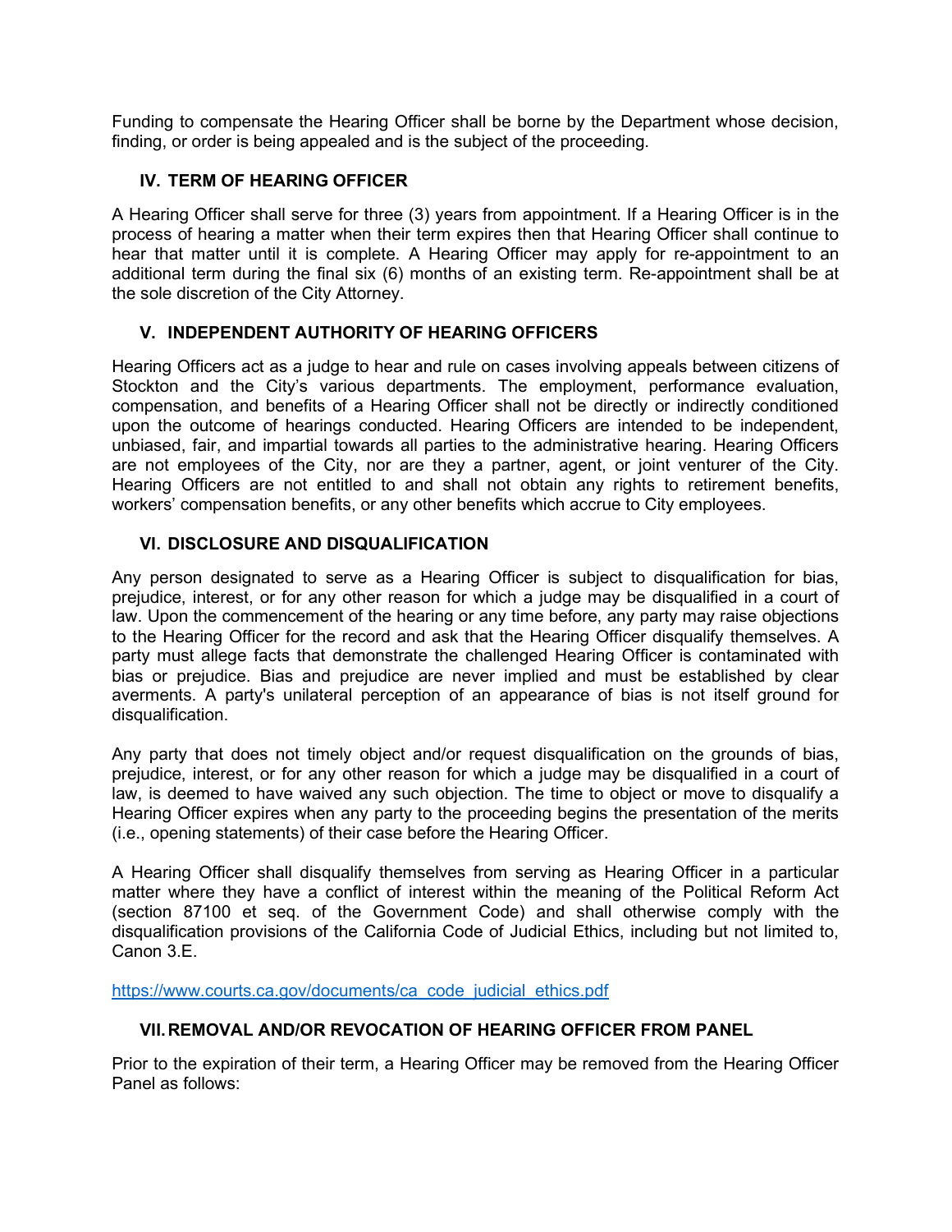Funding to compensate the Hearing Officer shall be borne by the Department whose decision, finding, or order is being appealed and is the subject of the proceeding.

## IV. TERM OF HEARING OFFICER

A Hearing Officer shall serve for three (3) years from appointment. If a Hearing Officer is in the process of hearing a matter when their term expires then that Hearing Officer shall continue to hear that matter until it is complete. A Hearing Officer may apply for re-appointment to an additional term during the final six (6) months of an existing term. Re-appointment shall be at the sole discretion of the City Attorney.

## V. INDEPENDENT AUTHORITY OF HEARING OFFICERS

Hearing Officers act as a judge to hear and rule on cases involving appeals between citizens of Stockton and the City's various departments. The employment, performance evaluation, compensation, and benefits of a Hearing Officer shall not be directly or indirectly conditioned upon the outcome of hearings conducted. Hearing Officers are intended to be independent, unbiased, fair, and impartial towards all parties to the administrative hearing. Hearing Officers are not employees of the City, nor are they a partner, agent, or joint venturer of the City. Hearing Officers are not entitled to and shall not obtain any rights to retirement benefits, workers' compensation benefits, or any other benefits which accrue to City employees.

## VI. DISCLOSURE AND DISQUALIFICATION

Any person designated to serve as a Hearing Officer is subject to disqualification for bias, prejudice, interest, or for any other reason for which a judge may be disqualified in a court of law. Upon the commencement of the hearing or any time before, any party may raise objections to the Hearing Officer for the record and ask that the Hearing Officer disqualify themselves. A party must allege facts that demonstrate the challenged Hearing Officer is contaminated with bias or prejudice. Bias and prejudice are never implied and must be established by clear averments. A party's unilateral perception of an appearance of bias is not itself ground for disqualification.

Any party that does not timely object and/or request disqualification on the grounds of bias, prejudice, interest, or for any other reason for which a judge may be disqualified in a court of law, is deemed to have waived any such objection. The time to object or move to disqualify a Hearing Officer expires when any party to the proceeding begins the presentation of the merits (i.e., opening statements) of their case before the Hearing Officer.

A Hearing Officer shall disqualify themselves from serving as Hearing Officer in a particular matter where they have a conflict of interest within the meaning of the Political Reform Act (section 87100 et seq. of the Government Code) and shall otherwise comply with the disqualification provisions of the California Code of Judicial Ethics, including but not limited to, Canon 3.E.

https://www.courts.ca.gov/documents/ca_code_judicial_ethics.pdf

## VII. REMOVAL AND/OR REVOCATION OF HEARING OFFICER FROM PANEL

Prior to the expiration of their term, a Hearing Officer may be removed from the Hearing Officer Panel as follows: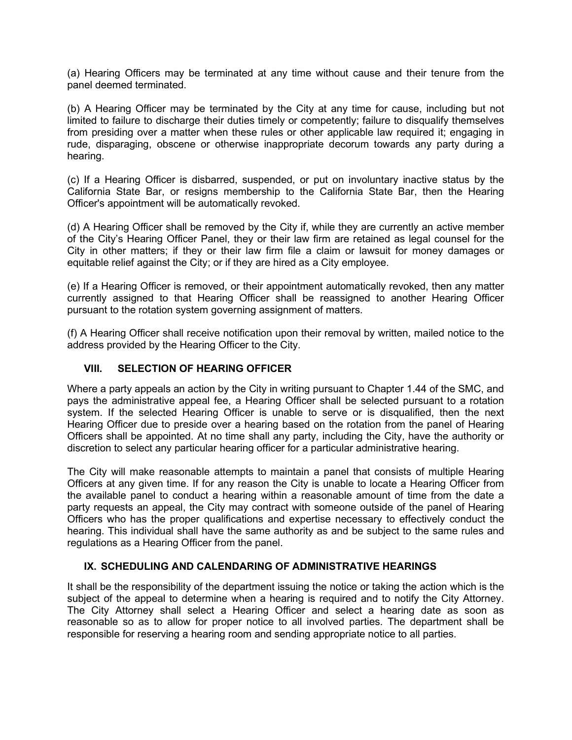(a) Hearing Officers may be terminated at any time without cause and their tenure from the panel deemed terminated.

(b) A Hearing Officer may be terminated by the City at any time for cause, including but not limited to failure to discharge their duties timely or competently; failure to disqualify themselves from presiding over a matter when these rules or other applicable law required it; engaging in rude, disparaging, obscene or otherwise inappropriate decorum towards any party during a hearing.

(c) If a Hearing Officer is disbarred, suspended, or put on involuntary inactive status by the California State Bar, or resigns membership to the California State Bar, then the Hearing Officer's appointment will be automatically revoked.

(d) A Hearing Officer shall be removed by the City if, while they are currently an active member of the City's Hearing Officer Panel, they or their law firm are retained as legal counsel for the City in other matters; if they or their law firm file a claim or lawsuit for money damages or equitable relief against the City; or if they are hired as a City employee.

(e) If a Hearing Officer is removed, or their appointment automatically revoked, then any matter currently assigned to that Hearing Officer shall be reassigned to another Hearing Officer pursuant to the rotation system governing assignment of matters.

(f) A Hearing Officer shall receive notification upon their removal by written, mailed notice to the address provided by the Hearing Officer to the City.

## VIII. SELECTION OF HEARING OFFICER

Where a party appeals an action by the City in writing pursuant to Chapter 1.44 of the SMC, and pays the administrative appeal fee, a Hearing Officer shall be selected pursuant to a rotation system. If the selected Hearing Officer is unable to serve or is disqualified, then the next Hearing Officer due to preside over a hearing based on the rotation from the panel of Hearing Officers shall be appointed. At no time shall any party, including the City, have the authority or discretion to select any particular hearing officer for a particular administrative hearing.

The City will make reasonable attempts to maintain a panel that consists of multiple Hearing Officers at any given time. If for any reason the City is unable to locate a Hearing Officer from the available panel to conduct a hearing within a reasonable amount of time from the date a party requests an appeal, the City may contract with someone outside of the panel of Hearing Officers who has the proper qualifications and expertise necessary to effectively conduct the hearing. This individual shall have the same authority as and be subject to the same rules and regulations as a Hearing Officer from the panel.

## IX. SCHEDULING AND CALENDARING OF ADMINISTRATIVE HEARINGS

It shall be the responsibility of the department issuing the notice or taking the action which is the subject of the appeal to determine when a hearing is required and to notify the City Attorney. The City Attorney shall select a Hearing Officer and select a hearing date as soon as reasonable so as to allow for proper notice to all involved parties. The department shall be responsible for reserving a hearing room and sending appropriate notice to all parties.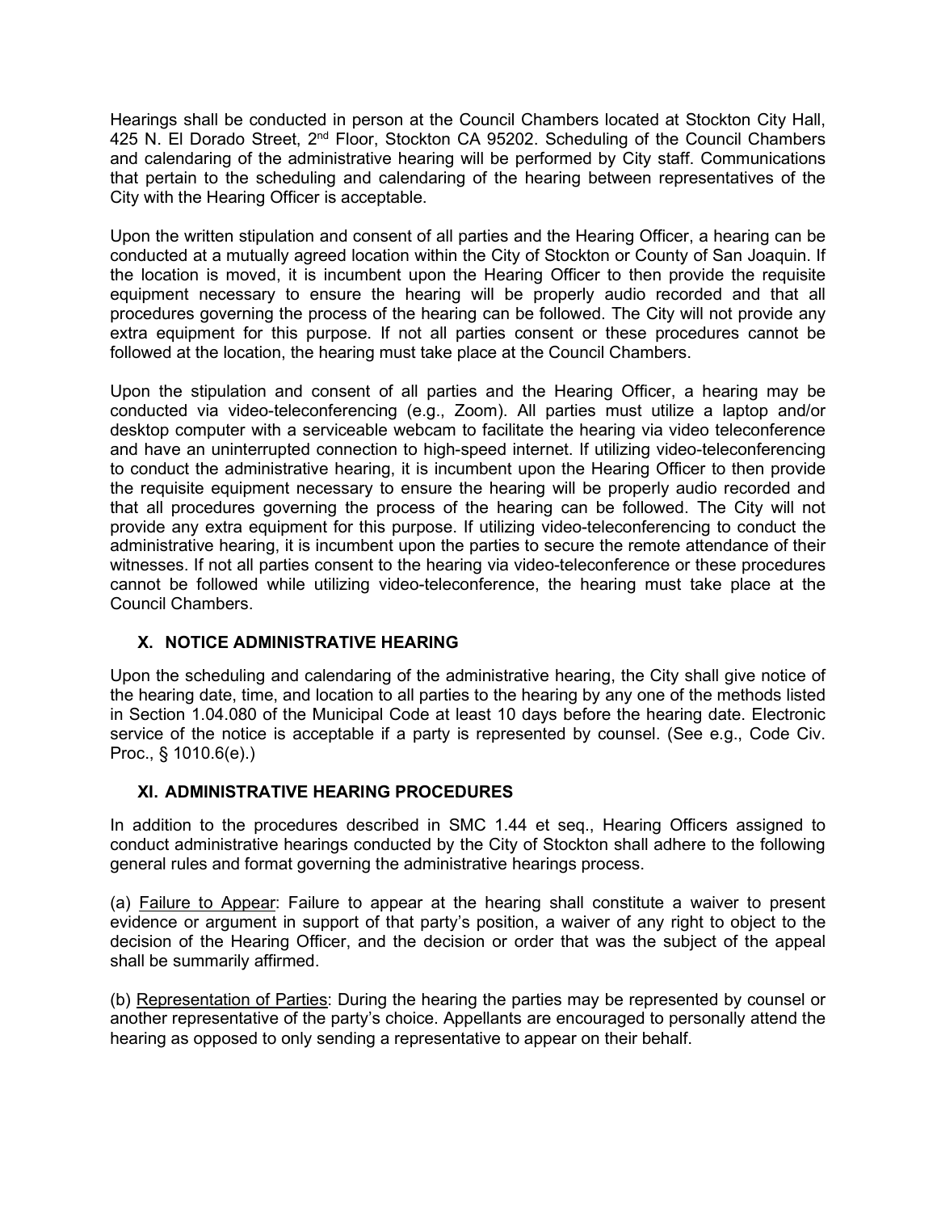Hearings shall be conducted in person at the Council Chambers located at Stockton City Hall, 425 N. El Dorado Street, 2nd Floor, Stockton CA 95202. Scheduling of the Council Chambers and calendaring of the administrative hearing will be performed by City staff. Communications that pertain to the scheduling and calendaring of the hearing between representatives of the City with the Hearing Officer is acceptable.

Upon the written stipulation and consent of all parties and the Hearing Officer, a hearing can be conducted at a mutually agreed location within the City of Stockton or County of San Joaquin. If the location is moved, it is incumbent upon the Hearing Officer to then provide the requisite equipment necessary to ensure the hearing will be properly audio recorded and that all procedures governing the process of the hearing can be followed. The City will not provide any extra equipment for this purpose. If not all parties consent or these procedures cannot be followed at the location, the hearing must take place at the Council Chambers.

Upon the stipulation and consent of all parties and the Hearing Officer, a hearing may be conducted via video-teleconferencing (e.g., Zoom). All parties must utilize a laptop and/or desktop computer with a serviceable webcam to facilitate the hearing via video teleconference and have an uninterrupted connection to high-speed internet. If utilizing video-teleconferencing to conduct the administrative hearing, it is incumbent upon the Hearing Officer to then provide the requisite equipment necessary to ensure the hearing will be properly audio recorded and that all procedures governing the process of the hearing can be followed. The City will not provide any extra equipment for this purpose. If utilizing video-teleconferencing to conduct the administrative hearing, it is incumbent upon the parties to secure the remote attendance of their witnesses. If not all parties consent to the hearing via video-teleconference or these procedures cannot be followed while utilizing video-teleconference, the hearing must take place at the Council Chambers.

## X. NOTICE ADMINISTRATIVE HEARING

Upon the scheduling and calendaring of the administrative hearing, the City shall give notice of the hearing date, time, and location to all parties to the hearing by any one of the methods listed in Section 1.04.080 of the Municipal Code at least 10 days before the hearing date. Electronic service of the notice is acceptable if a party is represented by counsel. (See e.g., Code Civ. Proc., § 1010.6(e).)

## XI. ADMINISTRATIVE HEARING PROCEDURES

In addition to the procedures described in SMC 1.44 et seq., Hearing Officers assigned to conduct administrative hearings conducted by the City of Stockton shall adhere to the following general rules and format governing the administrative hearings process.

(a) Failure to Appear: Failure to appear at the hearing shall constitute a waiver to present evidence or argument in support of that party's position, a waiver of any right to object to the decision of the Hearing Officer, and the decision or order that was the subject of the appeal shall be summarily affirmed.

(b) Representation of Parties: During the hearing the parties may be represented by counsel or another representative of the party's choice. Appellants are encouraged to personally attend the hearing as opposed to only sending a representative to appear on their behalf.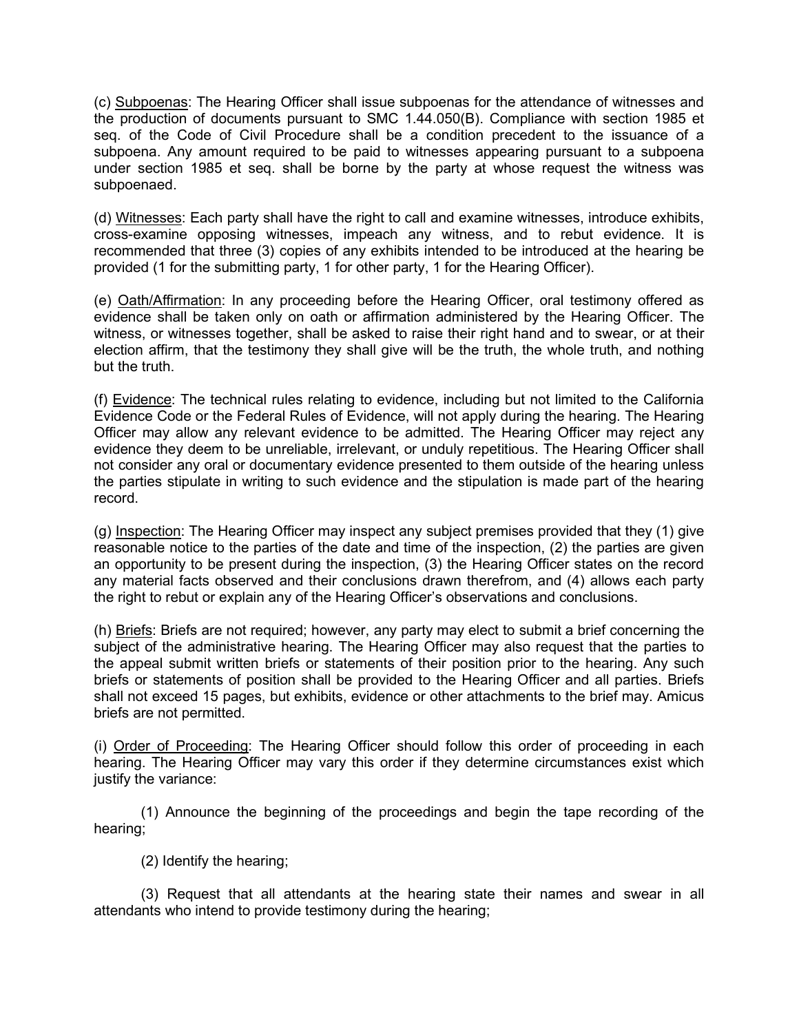(c) Subpoenas: The Hearing Officer shall issue subpoenas for the attendance of witnesses and the production of documents pursuant to SMC 1.44.050(B). Compliance with section 1985 et seq. of the Code of Civil Procedure shall be a condition precedent to the issuance of a subpoena. Any amount required to be paid to witnesses appearing pursuant to a subpoena under section 1985 et seq. shall be borne by the party at whose request the witness was subpoenaed.

(d) Witnesses: Each party shall have the right to call and examine witnesses, introduce exhibits, cross-examine opposing witnesses, impeach any witness, and to rebut evidence. It is recommended that three (3) copies of any exhibits intended to be introduced at the hearing be provided (1 for the submitting party, 1 for other party, 1 for the Hearing Officer).

(e) Oath/Affirmation: In any proceeding before the Hearing Officer, oral testimony offered as evidence shall be taken only on oath or affirmation administered by the Hearing Officer. The witness, or witnesses together, shall be asked to raise their right hand and to swear, or at their election affirm, that the testimony they shall give will be the truth, the whole truth, and nothing but the truth.

(f) Evidence: The technical rules relating to evidence, including but not limited to the California Evidence Code or the Federal Rules of Evidence, will not apply during the hearing. The Hearing Officer may allow any relevant evidence to be admitted. The Hearing Officer may reject any evidence they deem to be unreliable, irrelevant, or unduly repetitious. The Hearing Officer shall not consider any oral or documentary evidence presented to them outside of the hearing unless the parties stipulate in writing to such evidence and the stipulation is made part of the hearing record.

(g) Inspection: The Hearing Officer may inspect any subject premises provided that they (1) give reasonable notice to the parties of the date and time of the inspection, (2) the parties are given an opportunity to be present during the inspection, (3) the Hearing Officer states on the record any material facts observed and their conclusions drawn therefrom, and (4) allows each party the right to rebut or explain any of the Hearing Officer's observations and conclusions.

(h) Briefs: Briefs are not required; however, any party may elect to submit a brief concerning the subject of the administrative hearing. The Hearing Officer may also request that the parties to the appeal submit written briefs or statements of their position prior to the hearing. Any such briefs or statements of position shall be provided to the Hearing Officer and all parties. Briefs shall not exceed 15 pages, but exhibits, evidence or other attachments to the brief may. Amicus briefs are not permitted.

(i) Order of Proceeding: The Hearing Officer should follow this order of proceeding in each hearing. The Hearing Officer may vary this order if they determine circumstances exist which justify the variance:

(1) Announce the beginning of the proceedings and begin the tape recording of the hearing;

(2) Identify the hearing;

(3) Request that all attendants at the hearing state their names and swear in all attendants who intend to provide testimony during the hearing;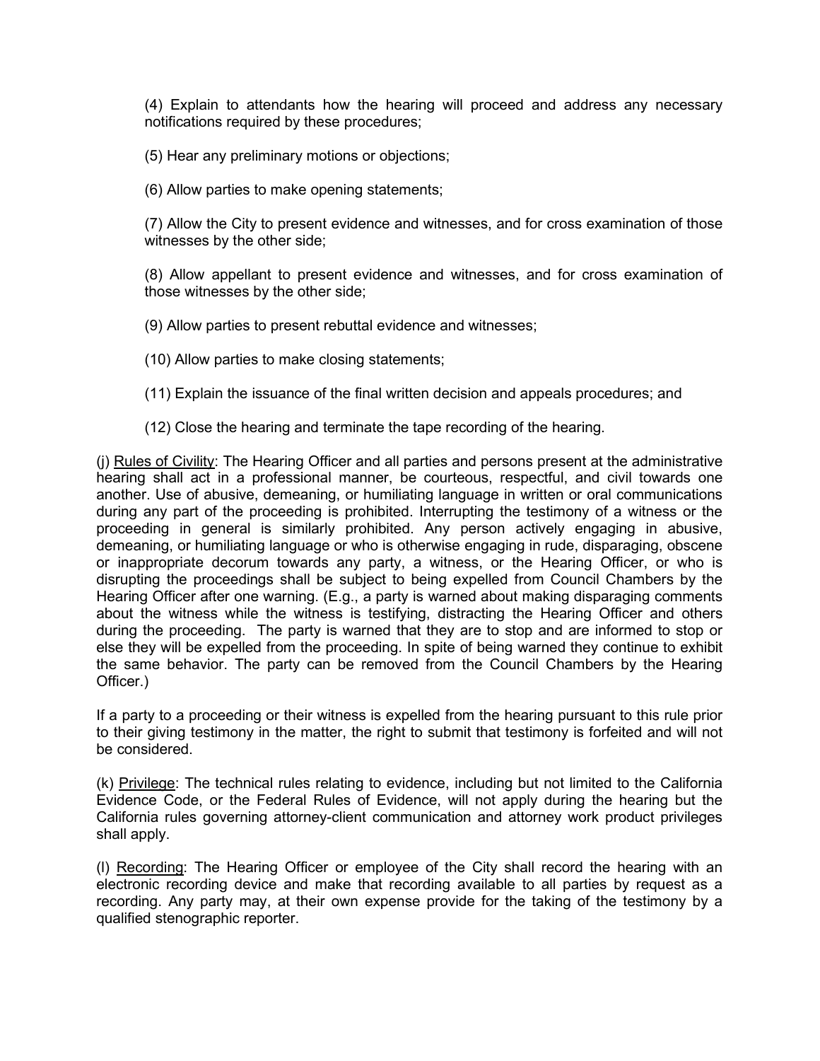(4) Explain to attendants how the hearing will proceed and address any necessary notifications required by these procedures;

(5) Hear any preliminary motions or objections;

(6) Allow parties to make opening statements;

(7) Allow the City to present evidence and witnesses, and for cross examination of those witnesses by the other side;

(8) Allow appellant to present evidence and witnesses, and for cross examination of those witnesses by the other side;

(9) Allow parties to present rebuttal evidence and witnesses;

(10) Allow parties to make closing statements;

(11) Explain the issuance of the final written decision and appeals procedures; and

(12) Close the hearing and terminate the tape recording of the hearing.

(j) <u>Rules of Civility</u>: The Hearing Officer and all parties and persons present at the administrative hearing shall act in a professional manner, be courteous, respectful, and civil towards one another. Use of abusive, demeaning, or humiliating language in written or oral communications during any part of the proceeding is prohibited. Interrupting the testimony of a witness or the proceeding in general is similarly prohibited. Any person actively engaging in abusive, demeaning, or humiliating language or who is otherwise engaging in rude, disparaging, obscene or inappropriate decorum towards any party, a witness, or the Hearing Officer, or who is disrupting the proceedings shall be subject to being expelled from Council Chambers by the Hearing Officer after one warning. (E.g., a party is warned about making disparaging comments about the witness while the witness is testifying, distracting the Hearing Officer and others during the proceeding. The party is warned that they are to stop and are informed to stop or else they will be expelled from the proceeding. In spite of being warned they continue to exhibit the same behavior. The party can be removed from the Council Chambers by the Hearing Officer.)

If a party to a proceeding or their witness is expelled from the hearing pursuant to this rule prior to their giving testimony in the matter, the right to submit that testimony is forfeited and will not be considered.

(k) <u>Privilege</u>: The technical rules relating to evidence, including but not limited to the California Evidence Code, or the Federal Rules of Evidence, will not apply during the hearing but the California rules governing attorney-client communication and attorney work product privileges shall apply.

(l) <u>Recording</u>: The Hearing Officer or employee of the City shall record the hearing with an electronic recording device and make that recording available to all parties by request as a recording. Any party may, at their own expense provide for the taking of the testimony by a qualified stenographic reporter.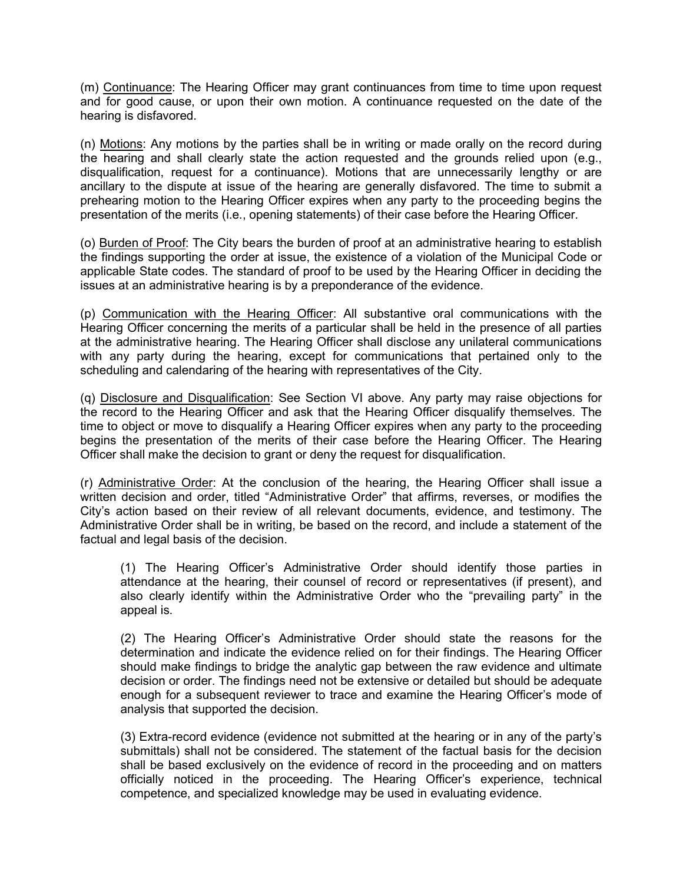(m) Continuance: The Hearing Officer may grant continuances from time to time upon request and for good cause, or upon their own motion. A continuance requested on the date of the hearing is disfavored.

(n) Motions: Any motions by the parties shall be in writing or made orally on the record during the hearing and shall clearly state the action requested and the grounds relied upon (e.g., disqualification, request for a continuance). Motions that are unnecessarily lengthy or are ancillary to the dispute at issue of the hearing are generally disfavored. The time to submit a prehearing motion to the Hearing Officer expires when any party to the proceeding begins the presentation of the merits (i.e., opening statements) of their case before the Hearing Officer.

(o) Burden of Proof: The City bears the burden of proof at an administrative hearing to establish the findings supporting the order at issue, the existence of a violation of the Municipal Code or applicable State codes. The standard of proof to be used by the Hearing Officer in deciding the issues at an administrative hearing is by a preponderance of the evidence.

(p) Communication with the Hearing Officer: All substantive oral communications with the Hearing Officer concerning the merits of a particular shall be held in the presence of all parties at the administrative hearing. The Hearing Officer shall disclose any unilateral communications with any party during the hearing, except for communications that pertained only to the scheduling and calendaring of the hearing with representatives of the City.

(q) Disclosure and Disqualification: See Section VI above. Any party may raise objections for the record to the Hearing Officer and ask that the Hearing Officer disqualify themselves. The time to object or move to disqualify a Hearing Officer expires when any party to the proceeding begins the presentation of the merits of their case before the Hearing Officer. The Hearing Officer shall make the decision to grant or deny the request for disqualification.

(r) Administrative Order: At the conclusion of the hearing, the Hearing Officer shall issue a written decision and order, titled "Administrative Order" that affirms, reverses, or modifies the City's action based on their review of all relevant documents, evidence, and testimony. The Administrative Order shall be in writing, be based on the record, and include a statement of the factual and legal basis of the decision.

(1) The Hearing Officer's Administrative Order should identify those parties in attendance at the hearing, their counsel of record or representatives (if present), and also clearly identify within the Administrative Order who the "prevailing party" in the appeal is.

(2) The Hearing Officer's Administrative Order should state the reasons for the determination and indicate the evidence relied on for their findings. The Hearing Officer should make findings to bridge the analytic gap between the raw evidence and ultimate decision or order. The findings need not be extensive or detailed but should be adequate enough for a subsequent reviewer to trace and examine the Hearing Officer's mode of analysis that supported the decision.

(3) Extra-record evidence (evidence not submitted at the hearing or in any of the party's submittals) shall not be considered. The statement of the factual basis for the decision shall be based exclusively on the evidence of record in the proceeding and on matters officially noticed in the proceeding. The Hearing Officer's experience, technical competence, and specialized knowledge may be used in evaluating evidence.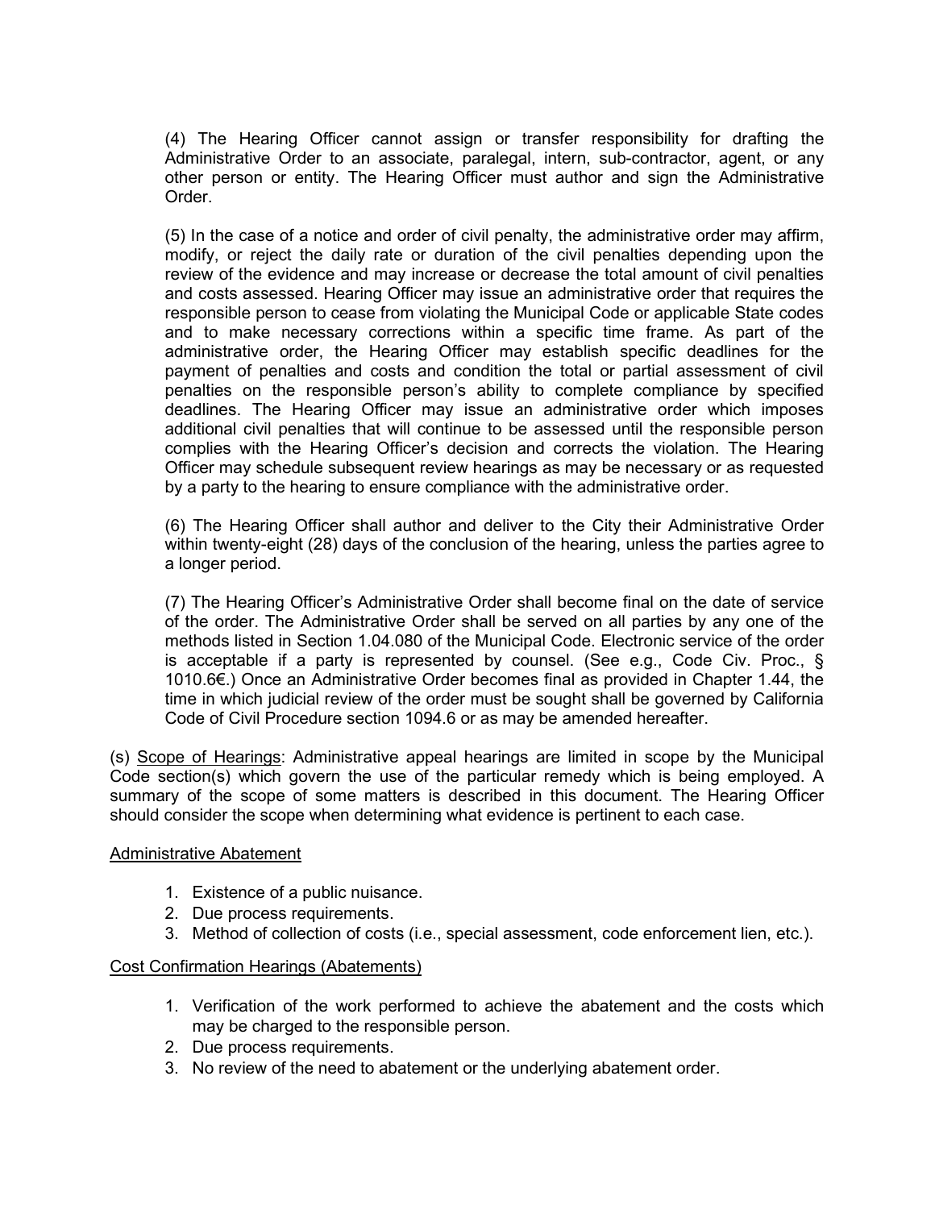(4) The Hearing Officer cannot assign or transfer responsibility for drafting the Administrative Order to an associate, paralegal, intern, sub-contractor, agent, or any other person or entity. The Hearing Officer must author and sign the Administrative Order.

(5) In the case of a notice and order of civil penalty, the administrative order may affirm, modify, or reject the daily rate or duration of the civil penalties depending upon the review of the evidence and may increase or decrease the total amount of civil penalties and costs assessed. Hearing Officer may issue an administrative order that requires the responsible person to cease from violating the Municipal Code or applicable State codes and to make necessary corrections within a specific time frame. As part of the administrative order, the Hearing Officer may establish specific deadlines for the payment of penalties and costs and condition the total or partial assessment of civil penalties on the responsible person's ability to complete compliance by specified deadlines. The Hearing Officer may issue an administrative order which imposes additional civil penalties that will continue to be assessed until the responsible person complies with the Hearing Officer's decision and corrects the violation. The Hearing Officer may schedule subsequent review hearings as may be necessary or as requested by a party to the hearing to ensure compliance with the administrative order.

(6) The Hearing Officer shall author and deliver to the City their Administrative Order within twenty-eight (28) days of the conclusion of the hearing, unless the parties agree to a longer period.

(7) The Hearing Officer's Administrative Order shall become final on the date of service of the order. The Administrative Order shall be served on all parties by any one of the methods listed in Section 1.04.080 of the Municipal Code. Electronic service of the order is acceptable if a party is represented by counsel. (See e.g., Code Civ. Proc., § 1010.6€.) Once an Administrative Order becomes final as provided in Chapter 1.44, the time in which judicial review of the order must be sought shall be governed by California Code of Civil Procedure section 1094.6 or as may be amended hereafter.

(s) Scope of Hearings: Administrative appeal hearings are limited in scope by the Municipal Code section(s) which govern the use of the particular remedy which is being employed. A summary of the scope of some matters is described in this document. The Hearing Officer should consider the scope when determining what evidence is pertinent to each case.

Administrative Abatement

1. Existence of a public nuisance.
2. Due process requirements.
3. Method of collection of costs (i.e., special assessment, code enforcement lien, etc.).

Cost Confirmation Hearings (Abatements)

1. Verification of the work performed to achieve the abatement and the costs which may be charged to the responsible person.
2. Due process requirements.
3. No review of the need to abatement or the underlying abatement order.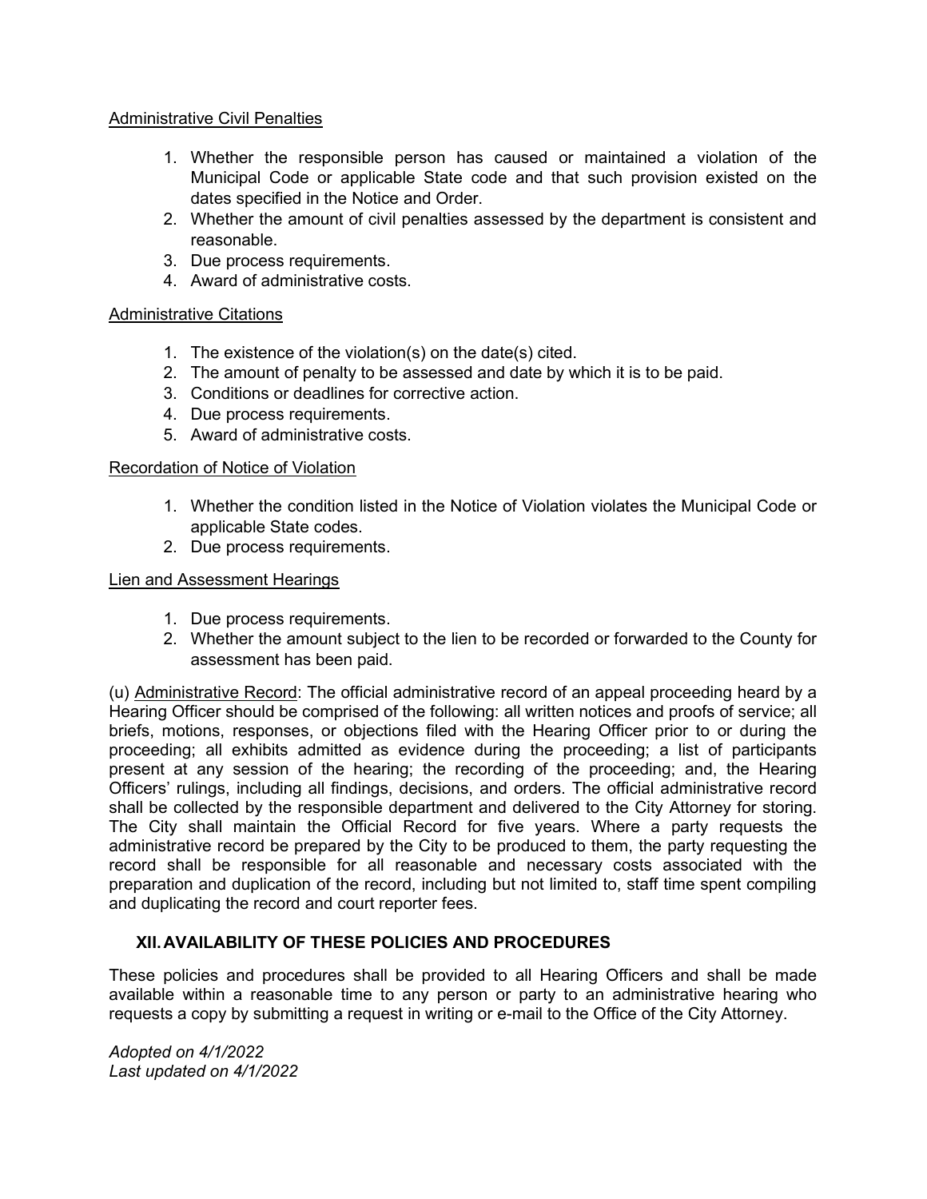Administrative Civil Penalties

1. Whether the responsible person has caused or maintained a violation of the Municipal Code or applicable State code and that such provision existed on the dates specified in the Notice and Order.
2. Whether the amount of civil penalties assessed by the department is consistent and reasonable.
3. Due process requirements.
4. Award of administrative costs.

Administrative Citations

1. The existence of the violation(s) on the date(s) cited.
2. The amount of penalty to be assessed and date by which it is to be paid.
3. Conditions or deadlines for corrective action.
4. Due process requirements.
5. Award of administrative costs.

Recordation of Notice of Violation

1. Whether the condition listed in the Notice of Violation violates the Municipal Code or applicable State codes.
2. Due process requirements.

Lien and Assessment Hearings

1. Due process requirements.
2. Whether the amount subject to the lien to be recorded or forwarded to the County for assessment has been paid.

(u) Administrative Record: The official administrative record of an appeal proceeding heard by a Hearing Officer should be comprised of the following: all written notices and proofs of service; all briefs, motions, responses, or objections filed with the Hearing Officer prior to or during the proceeding; all exhibits admitted as evidence during the proceeding; a list of participants present at any session of the hearing; the recording of the proceeding; and, the Hearing Officers' rulings, including all findings, decisions, and orders. The official administrative record shall be collected by the responsible department and delivered to the City Attorney for storing. The City shall maintain the Official Record for five years. Where a party requests the administrative record be prepared by the City to be produced to them, the party requesting the record shall be responsible for all reasonable and necessary costs associated with the preparation and duplication of the record, including but not limited to, staff time spent compiling and duplicating the record and court reporter fees.

## XII. AVAILABILITY OF THESE POLICIES AND PROCEDURES

These policies and procedures shall be provided to all Hearing Officers and shall be made available within a reasonable time to any person or party to an administrative hearing who requests a copy by submitting a request in writing or e-mail to the Office of the City Attorney.

*Adopted on 4/1/2022*
*Last updated on 4/1/2022*